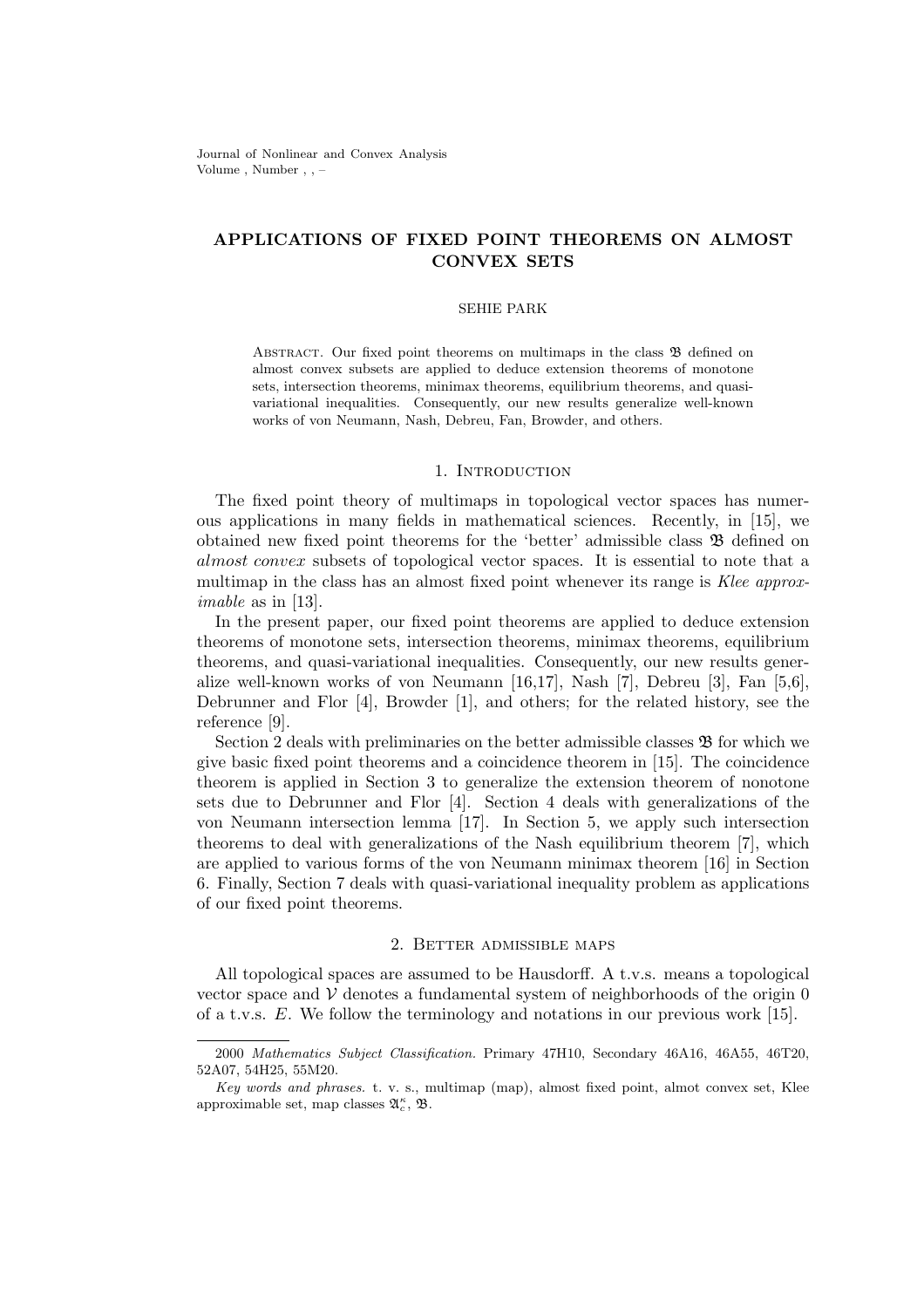# APPLICATIONS OF FIXED POINT THEOREMS ON ALMOST CONVEX SETS

SEHIE PARK

Abstract. Our fixed point theorems on multimaps in the class $\mathfrak{B}$ defined on almost convex subsets are applied to deduce extension theorems of monotone sets, intersection theorems, minimax theorems, equilibrium theorems, and quasi-variational inequalities. Consequently, our new results generalize well-known works of von Neumann, Nash, Debreu, Fan, Browder, and others.

## 1. Introduction

The fixed point theory of multimaps in topological vector spaces has numerous applications in many fields in mathematical sciences. Recently, in [15], we obtained new fixed point theorems for the 'better' admissible class $\mathfrak{B}$ defined on *almost convex* subsets of topological vector spaces. It is essential to note that a multimap in the class has an almost fixed point whenever its range is *Klee approximable* as in [13].

In the present paper, our fixed point theorems are applied to deduce extension theorems of monotone sets, intersection theorems, minimax theorems, equilibrium theorems, and quasi-variational inequalities. Consequently, our new results generalize well-known works of von Neumann [16,17], Nash [7], Debreu [3], Fan [5,6], Debrunner and Flor [4], Browder [1], and others; for the related history, see the reference [9].

Section 2 deals with preliminaries on the better admissible classes $\mathfrak{B}$ for which we give basic fixed point theorems and a coincidence theorem in [15]. The coincidence theorem is applied in Section 3 to generalize the extension theorem of nonotone sets due to Debrunner and Flor [4]. Section 4 deals with generalizations of the von Neumann intersection lemma [17]. In Section 5, we apply such intersection theorems to deal with generalizations of the Nash equilibrium theorem [7], which are applied to various forms of the von Neumann minimax theorem [16] in Section 6. Finally, Section 7 deals with quasi-variational inequality problem as applications of our fixed point theorems.

## 2. Better admissible maps

All topological spaces are assumed to be Hausdorff. A t.v.s. means a topological vector space and $\mathcal{V}$ denotes a fundamental system of neighborhoods of the origin 0 of a t.v.s. $E$. We follow the terminology and notations in our previous work [15].

---

2000 *Mathematics Subject Classification.* Primary 47H10, Secondary 46A16, 46A55, 46T20, 52A07, 54H25, 55M20.

*Key words and phrases.* t. v. s., multimap (map), almost fixed point, almot convex set, Klee approximable set, map classes $\mathfrak{A}_c^\kappa$, $\mathfrak{B}$.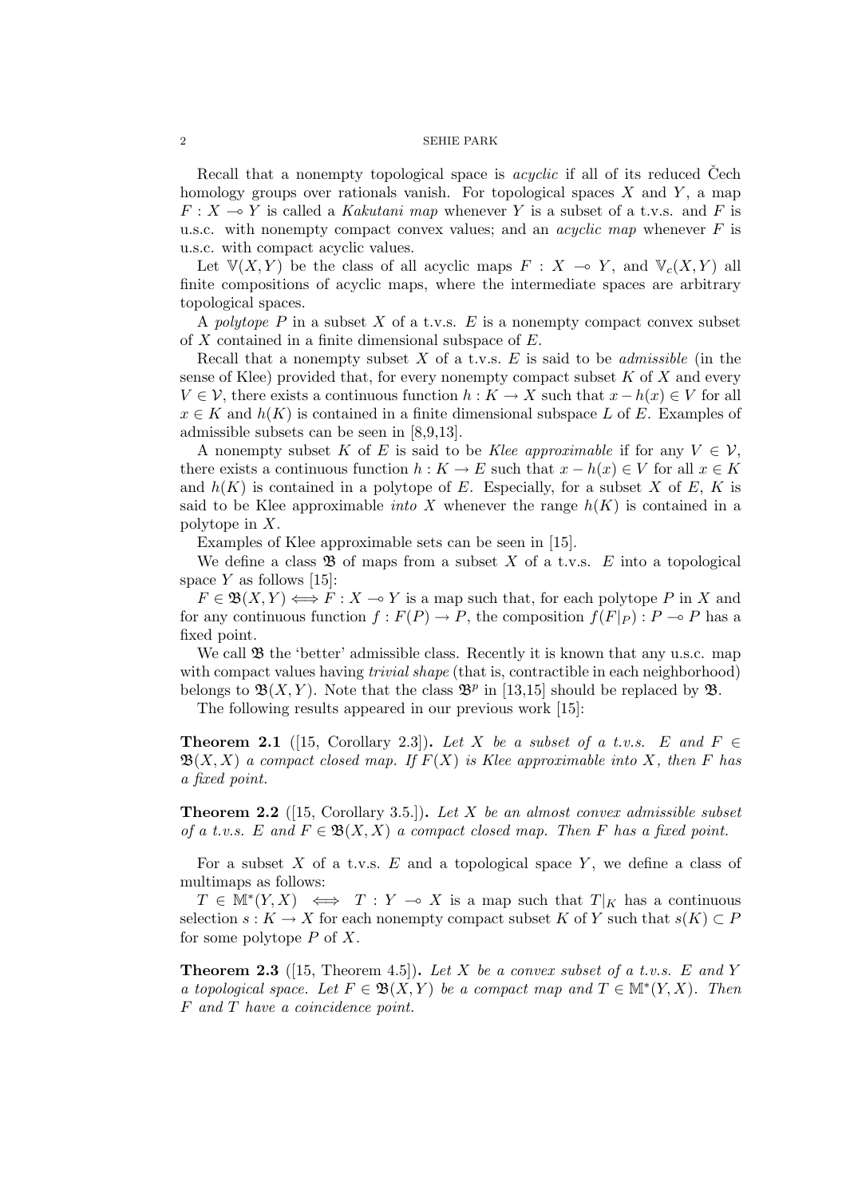Recall that a nonempty topological space is *acyclic* if all of its reduced Čech homology groups over rationals vanish. For topological spaces $X$ and $Y$, a map $F : X \multimap Y$ is called a *Kakutani map* whenever $Y$ is a subset of a t.v.s. and $F$ is u.s.c. with nonempty compact convex values; and an *acyclic map* whenever $F$ is u.s.c. with compact acyclic values.

Let $\mathbb{V}(X, Y)$ be the class of all acyclic maps $F : X \multimap Y$, and $\mathbb{V}_c(X, Y)$ all finite compositions of acyclic maps, where the intermediate spaces are arbitrary topological spaces.

A *polytope* $P$ in a subset $X$ of a t.v.s. $E$ is a nonempty compact convex subset of $X$ contained in a finite dimensional subspace of $E$.

Recall that a nonempty subset $X$ of a t.v.s. $E$ is said to be *admissible* (in the sense of Klee) provided that, for every nonempty compact subset $K$ of $X$ and every $V \in \mathcal{V}$, there exists a continuous function $h : K \to X$ such that $x - h(x) \in V$ for all $x \in K$ and $h(K)$ is contained in a finite dimensional subspace $L$ of $E$. Examples of admissible subsets can be seen in [8,9,13].

A nonempty subset $K$ of $E$ is said to be *Klee approximable* if for any $V \in \mathcal{V}$, there exists a continuous function $h : K \to E$ such that $x - h(x) \in V$ for all $x \in K$ and $h(K)$ is contained in a polytope of $E$. Especially, for a subset $X$ of $E$, $K$ is said to be Klee approximable *into* $X$ whenever the range $h(K)$ is contained in a polytope in $X$.

Examples of Klee approximable sets can be seen in [15].

We define a class $\mathfrak{B}$ of maps from a subset $X$ of a t.v.s. $E$ into a topological space $Y$ as follows [15]:

$F \in \mathfrak{B}(X, Y) \Longleftrightarrow F : X \multimap Y$ is a map such that, for each polytope $P$ in $X$ and for any continuous function $f : F(P) \to P$, the composition $f(F|_P) : P \multimap P$ has a fixed point.

We call $\mathfrak{B}$ the 'better' admissible class. Recently it is known that any u.s.c. map with compact values having *trivial shape* (that is, contractible in each neighborhood) belongs to $\mathfrak{B}(X, Y)$. Note that the class $\mathfrak{B}^p$ in [13,15] should be replaced by $\mathfrak{B}$.

The following results appeared in our previous work [15]:

**Theorem 2.1** ([15, Corollary 2.3]). *Let $X$ be a subset of a t.v.s. $E$ and $F \in \mathfrak{B}(X, X)$ a compact closed map. If $F(X)$ is Klee approximable into $X$, then $F$ has a fixed point.*

**Theorem 2.2** ([15, Corollary 3.5.]). *Let $X$ be an almost convex admissible subset of a t.v.s. $E$ and $F \in \mathfrak{B}(X, X)$ a compact closed map. Then $F$ has a fixed point.*

For a subset $X$ of a t.v.s. $E$ and a topological space $Y$, we define a class of multimaps as follows:

$T \in \mathbb{M}^*(Y, X) \iff T : Y \multimap X$ is a map such that $T|_K$ has a continuous selection $s : K \to X$ for each nonempty compact subset $K$ of $Y$ such that $s(K) \subset P$ for some polytope $P$ of $X$.

**Theorem 2.3** ([15, Theorem 4.5]). *Let $X$ be a convex subset of a t.v.s. $E$ and $Y$ a topological space. Let $F \in \mathfrak{B}(X, Y)$ be a compact map and $T \in \mathbb{M}^*(Y, X)$. Then $F$ and $T$ have a coincidence point.*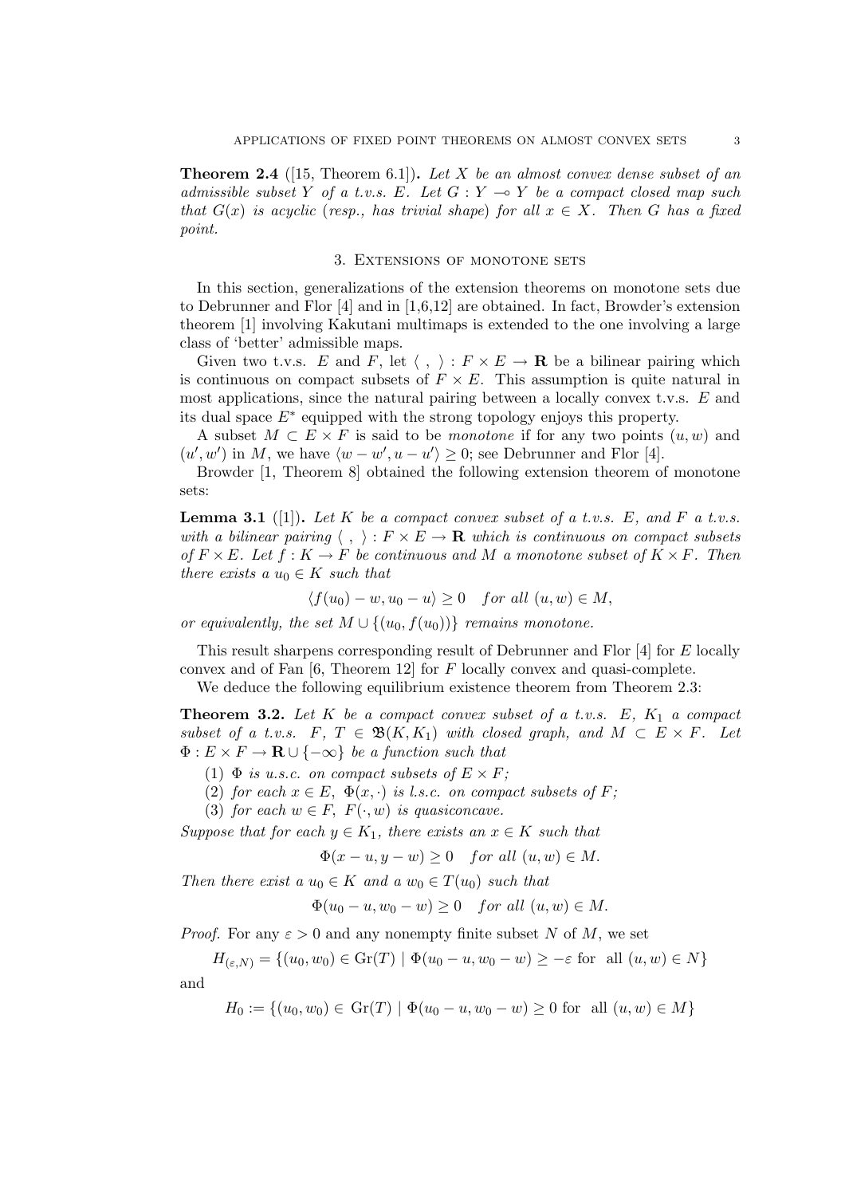**Theorem 2.4** ([15, Theorem 6.1])**.** *Let $X$ be an almost convex dense subset of an admissible subset $Y$ of a t.v.s. $E$. Let $G : Y \multimap Y$ be a compact closed map such that $G(x)$ is acyclic (resp., has trivial shape) for all $x \in X$. Then $G$ has a fixed point.*

## 3. Extensions of monotone sets

In this section, generalizations of the extension theorems on monotone sets due to Debrunner and Flor [4] and in [1,6,12] are obtained. In fact, Browder's extension theorem [1] involving Kakutani multimaps is extended to the one involving a large class of 'better' admissible maps.

Given two t.v.s. $E$ and $F$, let $\langle\ ,\ \rangle : F \times E \to \mathbf{R}$ be a bilinear pairing which is continuous on compact subsets of $F \times E$. This assumption is quite natural in most applications, since the natural pairing between a locally convex t.v.s. $E$ and its dual space $E^*$ equipped with the strong topology enjoys this property.

A subset $M \subset E \times F$ is said to be *monotone* if for any two points $(u, w)$ and $(u', w')$ in $M$, we have $\langle w - w', u - u' \rangle \geq 0$; see Debrunner and Flor [4].

Browder [1, Theorem 8] obtained the following extension theorem of monotone sets:

**Lemma 3.1** ([1])**.** *Let $K$ be a compact convex subset of a t.v.s. $E$, and $F$ a t.v.s. with a bilinear pairing $\langle\ ,\ \rangle : F \times E \to \mathbf{R}$ which is continuous on compact subsets of $F \times E$. Let $f : K \to F$ be continuous and $M$ a monotone subset of $K \times F$. Then there exists a $u_0 \in K$ such that*

$$\langle f(u_0) - w, u_0 - u \rangle \geq 0 \quad \textit{for all } (u, w) \in M,$$

*or equivalently, the set $M \cup \{(u_0, f(u_0))\}$ remains monotone.*

This result sharpens corresponding result of Debrunner and Flor [4] for $E$ locally convex and of Fan [6, Theorem 12] for $F$ locally convex and quasi-complete.

We deduce the following equilibrium existence theorem from Theorem 2.3:

**Theorem 3.2.** *Let $K$ be a compact convex subset of a t.v.s. $E$, $K_1$ a compact subset of a t.v.s. $F$, $T \in \mathfrak{B}(K, K_1)$ with closed graph, and $M \subset E \times F$. Let $\Phi : E \times F \to \mathbf{R} \cup \{-\infty\}$ be a function such that*

(1) *$\Phi$ is u.s.c. on compact subsets of $E \times F$;*
(2) *for each $x \in E$, $\Phi(x, \cdot)$ is l.s.c. on compact subsets of $F$;*
(3) *for each $w \in F$, $F(\cdot, w)$ is quasiconcave.*

*Suppose that for each $y \in K_1$, there exists an $x \in K$ such that*

$$\Phi(x - u, y - w) \geq 0 \quad \textit{for all } (u, w) \in M.$$

*Then there exist a $u_0 \in K$ and a $w_0 \in T(u_0)$ such that*

$$\Phi(u_0 - u, w_0 - w) \geq 0 \quad \textit{for all } (u, w) \in M.$$

*Proof.* For any $\varepsilon > 0$ and any nonempty finite subset $N$ of $M$, we set

$$H_{(\varepsilon,N)} = \{(u_0, w_0) \in \mathrm{Gr}(T) \mid \Phi(u_0 - u, w_0 - w) \geq -\varepsilon \text{ for all } (u, w) \in N\}$$

and

$$H_0 := \{(u_0, w_0) \in \mathrm{Gr}(T) \mid \Phi(u_0 - u, w_0 - w) \geq 0 \text{ for all } (u, w) \in M\}$$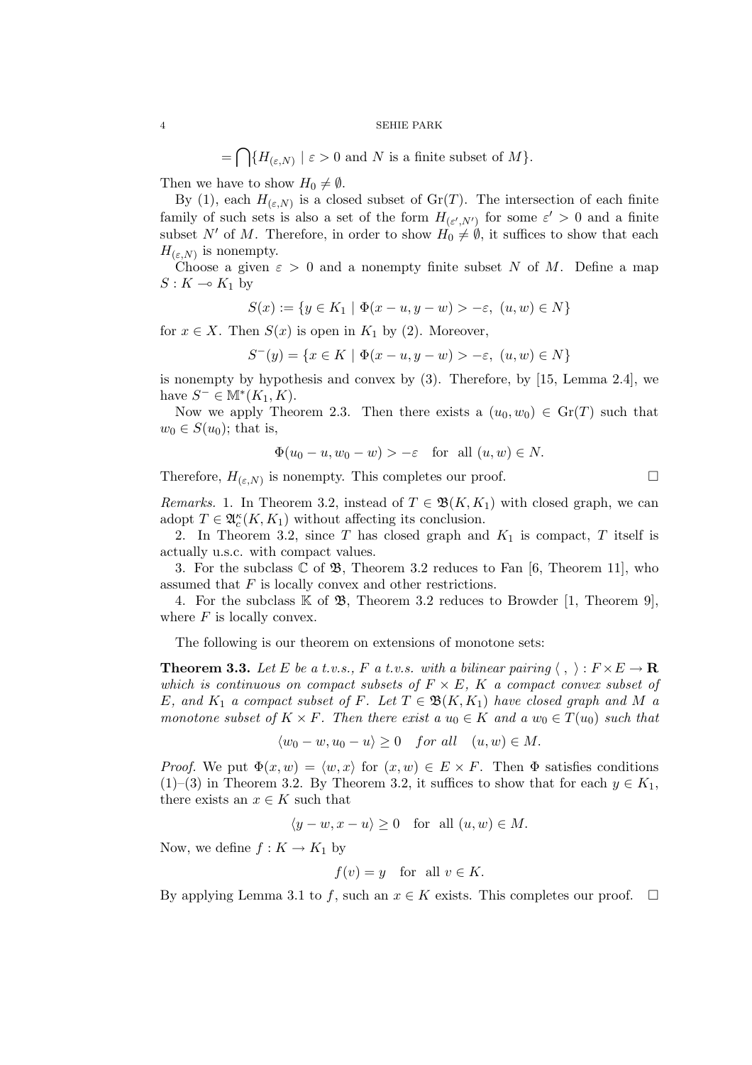$$= \bigcap \{H_{(\varepsilon,N)} \mid \varepsilon > 0 \text{ and } N \text{ is a finite subset of } M\}.$$

Then we have to show $H_0 \neq \emptyset$.

By (1), each $H_{(\varepsilon,N)}$ is a closed subset of $\mathrm{Gr}(T)$. The intersection of each finite family of such sets is also a set of the form $H_{(\varepsilon',N')}$ for some $\varepsilon' > 0$ and a finite subset $N'$ of $M$. Therefore, in order to show $H_0 \neq \emptyset$, it suffices to show that each $H_{(\varepsilon,N)}$ is nonempty.

Choose a given $\varepsilon > 0$ and a nonempty finite subset $N$ of $M$. Define a map $S : K \multimap K_1$ by

$$S(x) := \{y \in K_1 \mid \Phi(x-u, y-w) > -\varepsilon,\ (u,w) \in N\}$$

for $x \in X$. Then $S(x)$ is open in $K_1$ by (2). Moreover,

$$S^-(y) = \{x \in K \mid \Phi(x-u, y-w) > -\varepsilon,\ (u,w) \in N\}$$

is nonempty by hypothesis and convex by (3). Therefore, by [15, Lemma 2.4], we have $S^- \in \mathbb{M}^*(K_1, K)$.

Now we apply Theorem 2.3. Then there exists a $(u_0, w_0) \in \mathrm{Gr}(T)$ such that $w_0 \in S(u_0)$; that is,

$$\Phi(u_0 - u, w_0 - w) > -\varepsilon \quad \text{for all } (u,w) \in N.$$

Therefore, $H_{(\varepsilon,N)}$ is nonempty. This completes our proof. $\square$

*Remarks.* 1. In Theorem 3.2, instead of $T \in \mathfrak{B}(K, K_1)$ with closed graph, we can adopt $T \in \mathfrak{A}_c^\kappa(K, K_1)$ without affecting its conclusion.

2. In Theorem 3.2, since $T$ has closed graph and $K_1$ is compact, $T$ itself is actually u.s.c. with compact values.

3. For the subclass $\mathbb{C}$ of $\mathfrak{B}$, Theorem 3.2 reduces to Fan [6, Theorem 11], who assumed that $F$ is locally convex and other restrictions.

4. For the subclass $\mathbb{K}$ of $\mathfrak{B}$, Theorem 3.2 reduces to Browder [1, Theorem 9], where $F$ is locally convex.

The following is our theorem on extensions of monotone sets:

**Theorem 3.3.** *Let $E$ be a t.v.s., $F$ a t.v.s. with a bilinear pairing $\langle\ ,\ \rangle : F \times E \to \mathbf{R}$ which is continuous on compact subsets of $F \times E$, $K$ a compact convex subset of $E$, and $K_1$ a compact subset of $F$. Let $T \in \mathfrak{B}(K, K_1)$ have closed graph and $M$ a monotone subset of $K \times F$. Then there exist a $u_0 \in K$ and a $w_0 \in T(u_0)$ such that*

$$\langle w_0 - w, u_0 - u \rangle \geq 0 \quad \textit{for all} \quad (u,w) \in M.$$

*Proof.* We put $\Phi(x,w) = \langle w, x \rangle$ for $(x,w) \in E \times F$. Then $\Phi$ satisfies conditions (1)–(3) in Theorem 3.2. By Theorem 3.2, it suffices to show that for each $y \in K_1$, there exists an $x \in K$ such that

$$\langle y - w, x - u \rangle \geq 0 \quad \text{for all } (u,w) \in M.$$

Now, we define $f : K \to K_1$ by

$$f(v) = y \quad \text{for all } v \in K.$$

By applying Lemma 3.1 to $f$, such an $x \in K$ exists. This completes our proof. $\square$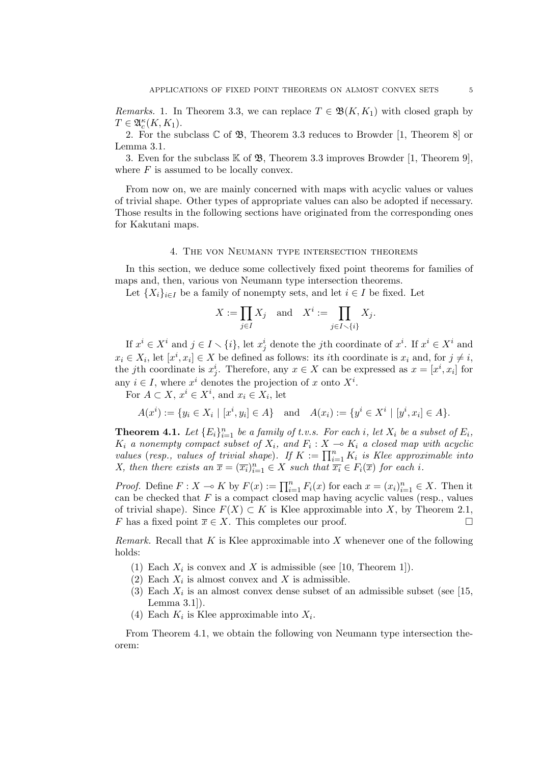*Remarks.* 1. In Theorem 3.3, we can replace $T \in \mathfrak{B}(K, K_1)$ with closed graph by $T \in \mathfrak{A}_c^\kappa(K, K_1)$.

2. For the subclass $\mathbb{C}$ of $\mathfrak{B}$, Theorem 3.3 reduces to Browder [1, Theorem 8] or Lemma 3.1.

3. Even for the subclass $\mathbb{K}$ of $\mathfrak{B}$, Theorem 3.3 improves Browder [1, Theorem 9], where $F$ is assumed to be locally convex.

From now on, we are mainly concerned with maps with acyclic values or values of trivial shape. Other types of appropriate values can also be adopted if necessary. Those results in the following sections have originated from the corresponding ones for Kakutani maps.

## 4. The von Neumann type intersection theorems

In this section, we deduce some collectively fixed point theorems for families of maps and, then, various von Neumann type intersection theorems.

Let $\{X_i\}_{i\in I}$ be a family of nonempty sets, and let $i \in I$ be fixed. Let

$$X := \prod_{j\in I} X_j \quad \text{and} \quad X^i := \prod_{j\in I\setminus\{i\}} X_j.$$

If $x^i \in X^i$ and $j \in I \setminus \{i\}$, let $x^i_j$ denote the $j$th coordinate of $x^i$. If $x^i \in X^i$ and $x_i \in X_i$, let $[x^i, x_i] \in X$ be defined as follows: its $i$th coordinate is $x_i$ and, for $j \neq i$, the $j$th coordinate is $x^i_j$. Therefore, any $x \in X$ can be expressed as $x = [x^i, x_i]$ for any $i \in I$, where $x^i$ denotes the projection of $x$ onto $X^i$.

For $A \subset X$, $x^i \in X^i$, and $x_i \in X_i$, let

$$A(x^i) := \{y_i \in X_i \mid [x^i, y_i] \in A\} \quad \text{and} \quad A(x_i) := \{y^i \in X^i \mid [y^i, x_i] \in A\}.$$

**Theorem 4.1.** *Let $\{E_i\}_{i=1}^n$ be a family of t.v.s. For each $i$, let $X_i$ be a subset of $E_i$, $K_i$ a nonempty compact subset of $X_i$, and $F_i : X \multimap K_i$ a closed map with acyclic values (resp., values of trivial shape). If $K := \prod_{i=1}^n K_i$ is Klee approximable into $X$, then there exists an $\overline{x} = (\overline{x_i})_{i=1}^n \in X$ such that $\overline{x_i} \in F_i(\overline{x})$ for each $i$.*

*Proof.* Define $F : X \multimap K$ by $F(x) := \prod_{i=1}^n F_i(x)$ for each $x = (x_i)_{i=1}^n \in X$. Then it can be checked that $F$ is a compact closed map having acyclic values (resp., values of trivial shape). Since $F(X) \subset K$ is Klee approximable into $X$, by Theorem 2.1, $F$ has a fixed point $\overline{x} \in X$. This completes our proof. □

*Remark.* Recall that $K$ is Klee approximable into $X$ whenever one of the following holds:

1. Each $X_i$ is convex and $X$ is admissible (see [10, Theorem 1]).
2. Each $X_i$ is almost convex and $X$ is admissible.
3. Each $X_i$ is an almost convex dense subset of an admissible subset (see [15, Lemma 3.1]).
4. Each $K_i$ is Klee approximable into $X_i$.

From Theorem 4.1, we obtain the following von Neumann type intersection theorem: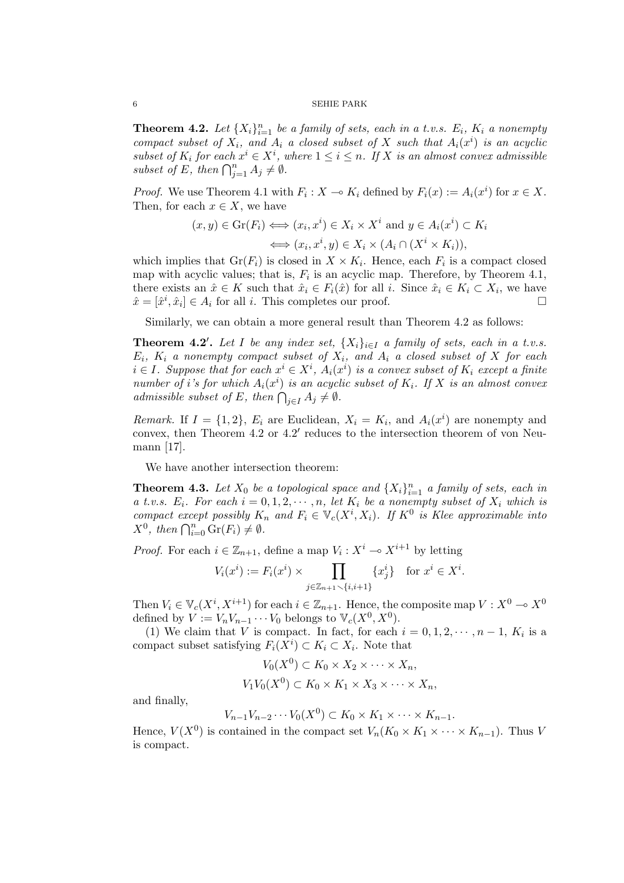**Theorem 4.2.** *Let $\{X_i\}_{i=1}^n$ be a family of sets, each in a t.v.s. $E_i$, $K_i$ a nonempty compact subset of $X_i$, and $A_i$ a closed subset of $X$ such that $A_i(x^i)$ is an acyclic subset of $K_i$ for each $x^i \in X^i$, where $1 \leq i \leq n$. If $X$ is an almost convex admissible subset of $E$, then $\bigcap_{j=1}^n A_j \neq \emptyset$.*

*Proof.* We use Theorem 4.1 with $F_i : X \multimap K_i$ defined by $F_i(x) := A_i(x^i)$ for $x \in X$. Then, for each $x \in X$, we have

$$(x, y) \in \mathrm{Gr}(F_i) \iff (x_i, x^i) \in X_i \times X^i \text{ and } y \in A_i(x^i) \subset K_i$$
$$\iff (x_i, x^i, y) \in X_i \times (A_i \cap (X^i \times K_i)),$$

which implies that $\mathrm{Gr}(F_i)$ is closed in $X \times K_i$. Hence, each $F_i$ is a compact closed map with acyclic values; that is, $F_i$ is an acyclic map. Therefore, by Theorem 4.1, there exists an $\hat{x} \in K$ such that $\hat{x}_i \in F_i(\hat{x})$ for all $i$. Since $\hat{x}_i \in K_i \subset X_i$, we have $\hat{x} = [\hat{x}^i, \hat{x}_i] \in A_i$ for all $i$. This completes our proof. □

Similarly, we can obtain a more general result than Theorem 4.2 as follows:

**Theorem 4.2′.** *Let $I$ be any index set, $\{X_i\}_{i \in I}$ a family of sets, each in a t.v.s. $E_i$, $K_i$ a nonempty compact subset of $X_i$, and $A_i$ a closed subset of $X$ for each $i \in I$. Suppose that for each $x^i \in X^i$, $A_i(x^i)$ is a convex subset of $K_i$ except a finite number of $i$'s for which $A_i(x^i)$ is an acyclic subset of $K_i$. If $X$ is an almost convex admissible subset of $E$, then $\bigcap_{j \in I} A_j \neq \emptyset$.*

*Remark.* If $I = \{1, 2\}$, $E_i$ are Euclidean, $X_i = K_i$, and $A_i(x^i)$ are nonempty and convex, then Theorem 4.2 or 4.2′ reduces to the intersection theorem of von Neumann [17].

We have another intersection theorem:

**Theorem 4.3.** *Let $X_0$ be a topological space and $\{X_i\}_{i=1}^n$ a family of sets, each in a t.v.s. $E_i$. For each $i = 0, 1, 2, \cdots, n$, let $K_i$ be a nonempty subset of $X_i$ which is compact except possibly $K_n$ and $F_i \in \mathbb{V}_c(X^i, X_i)$. If $K^0$ is Klee approximable into $X^0$, then $\bigcap_{i=0}^n \mathrm{Gr}(F_i) \neq \emptyset$.*

*Proof.* For each $i \in \mathbb{Z}_{n+1}$, define a map $V_i : X^i \multimap X^{i+1}$ by letting

$$V_i(x^i) := F_i(x^i) \times \prod_{j \in \mathbb{Z}_{n+1} \setminus \{i, i+1\}} \{x_j^i\} \quad \text{for } x^i \in X^i.$$

Then $V_i \in \mathbb{V}_c(X^i, X^{i+1})$ for each $i \in \mathbb{Z}_{n+1}$. Hence, the composite map $V : X^0 \multimap X^0$ defined by $V := V_n V_{n-1} \cdots V_0$ belongs to $\mathbb{V}_c(X^0, X^0)$.

(1) We claim that $V$ is compact. In fact, for each $i = 0, 1, 2, \cdots, n-1$, $K_i$ is a compact subset satisfying $F_i(X^i) \subset K_i \subset X_i$. Note that

$$V_0(X^0) \subset K_0 \times X_2 \times \cdots \times X_n,$$
$$V_1 V_0(X^0) \subset K_0 \times K_1 \times X_3 \times \cdots \times X_n,$$

and finally,

$$V_{n-1} V_{n-2} \cdots V_0(X^0) \subset K_0 \times K_1 \times \cdots \times K_{n-1}.$$

Hence, $V(X^0)$ is contained in the compact set $V_n(K_0 \times K_1 \times \cdots \times K_{n-1})$. Thus $V$ is compact.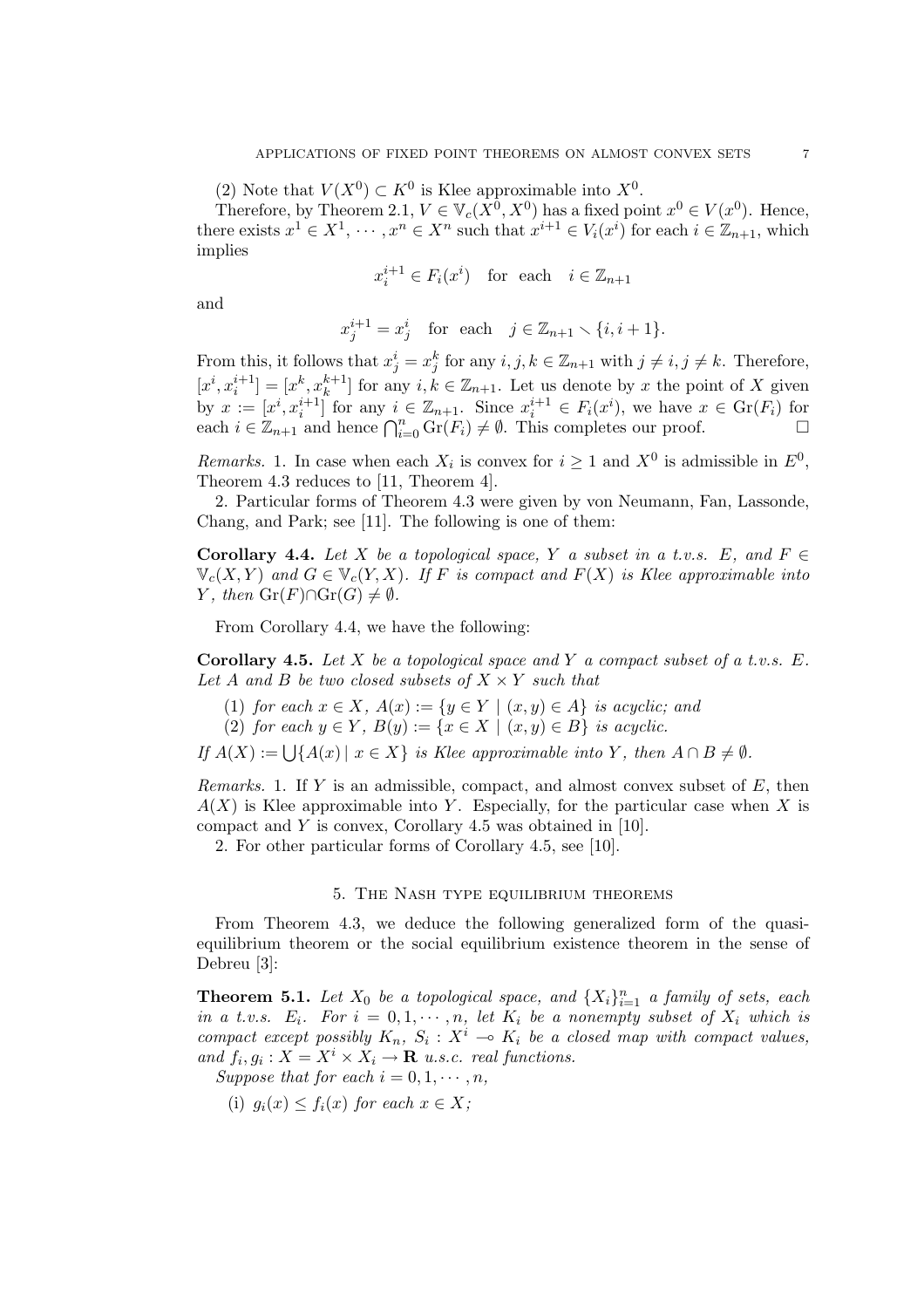(2) Note that $V(X^0) \subset K^0$ is Klee approximable into $X^0$.

Therefore, by Theorem 2.1, $V \in \mathbb{V}_c(X^0, X^0)$ has a fixed point $x^0 \in V(x^0)$. Hence, there exists $x^1 \in X^1, \cdots, x^n \in X^n$ such that $x^{i+1} \in V_i(x^i)$ for each $i \in \mathbb{Z}_{n+1}$, which implies

$$x_i^{i+1} \in F_i(x^i) \quad \text{for each} \quad i \in \mathbb{Z}_{n+1}$$

and

$$x_j^{i+1} = x_j^i \quad \text{for each} \quad j \in \mathbb{Z}_{n+1} \setminus \{i, i+1\}.$$

From this, it follows that $x_j^i = x_j^k$ for any $i, j, k \in \mathbb{Z}_{n+1}$ with $j \neq i, j \neq k$. Therefore, $[x^i, x_i^{i+1}] = [x^k, x_k^{k+1}]$ for any $i, k \in \mathbb{Z}_{n+1}$. Let us denote by $x$ the point of $X$ given by $x := [x^i, x_i^{i+1}]$ for any $i \in \mathbb{Z}_{n+1}$. Since $x_i^{i+1} \in F_i(x^i)$, we have $x \in \mathrm{Gr}(F_i)$ for each $i \in \mathbb{Z}_{n+1}$ and hence $\bigcap_{i=0}^n \mathrm{Gr}(F_i) \neq \emptyset$. This completes our proof. □

*Remarks.* 1. In case when each $X_i$ is convex for $i \geq 1$ and $X^0$ is admissible in $E^0$, Theorem 4.3 reduces to [11, Theorem 4].

2. Particular forms of Theorem 4.3 were given by von Neumann, Fan, Lassonde, Chang, and Park; see [11]. The following is one of them:

**Corollary 4.4.** *Let $X$ be a topological space, $Y$ a subset in a t.v.s. $E$, and $F \in \mathbb{V}_c(X, Y)$ and $G \in \mathbb{V}_c(Y, X)$. If $F$ is compact and $F(X)$ is Klee approximable into $Y$, then $\mathrm{Gr}(F) \cap \mathrm{Gr}(G) \neq \emptyset$.*

From Corollary 4.4, we have the following:

**Corollary 4.5.** *Let $X$ be a topological space and $Y$ a compact subset of a t.v.s. $E$. Let $A$ and $B$ be two closed subsets of $X \times Y$ such that*

(1) *for each $x \in X$, $A(x) := \{y \in Y \mid (x, y) \in A\}$ is acyclic; and*
(2) *for each $y \in Y$, $B(y) := \{x \in X \mid (x, y) \in B\}$ is acyclic.*

*If $A(X) := \bigcup\{A(x) \mid x \in X\}$ is Klee approximable into $Y$, then $A \cap B \neq \emptyset$.*

*Remarks.* 1. If $Y$ is an admissible, compact, and almost convex subset of $E$, then $A(X)$ is Klee approximable into $Y$. Especially, for the particular case when $X$ is compact and $Y$ is convex, Corollary 4.5 was obtained in [10].

2. For other particular forms of Corollary 4.5, see [10].

## 5. The Nash type equilibrium theorems

From Theorem 4.3, we deduce the following generalized form of the quasi-equilibrium theorem or the social equilibrium existence theorem in the sense of Debreu [3]:

**Theorem 5.1.** *Let $X_0$ be a topological space, and $\{X_i\}_{i=1}^n$ a family of sets, each in a t.v.s. $E_i$. For $i = 0, 1, \cdots, n$, let $K_i$ be a nonempty subset of $X_i$ which is compact except possibly $K_n$, $S_i : X^i \multimap K_i$ be a closed map with compact values, and $f_i, g_i : X = X^i \times X_i \to \mathbf{R}$ u.s.c. real functions.*

*Suppose that for each $i = 0, 1, \cdots, n$,*

(i) *$g_i(x) \leq f_i(x)$ for each $x \in X$;*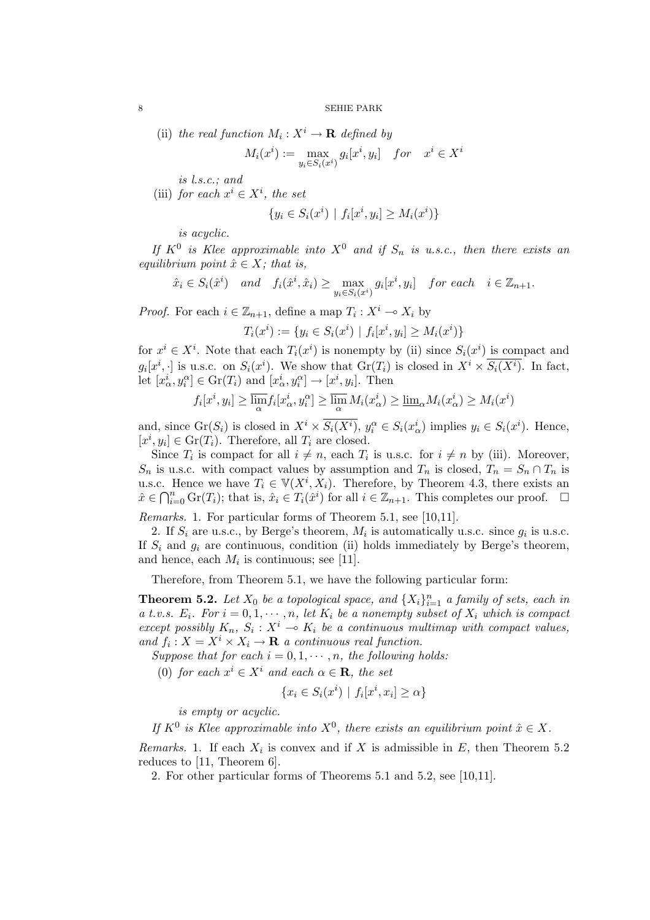(ii) *the real function* $M_i : X^i \to \mathbf{R}$ *defined by*

$$M_i(x^i) := \max_{y_i \in S_i(x^i)} g_i[x^i, y_i] \quad for \quad x^i \in X^i$$

*is l.s.c.; and*

(iii) *for each* $x^i \in X^i$*, the set*

$$\{y_i \in S_i(x^i) \mid f_i[x^i, y_i] \geq M_i(x^i)\}$$

*is acyclic.*

*If* $K^0$ *is Klee approximable into* $X^0$ *and if* $S_n$ *is u.s.c., then there exists an equilibrium point* $\hat{x} \in X$*; that is,*

$$\hat{x}_i \in S_i(\hat{x}^i) \quad and \quad f_i(\hat{x}^i, \hat{x}_i) \geq \max_{y_i \in S_i(x^i)} g_i[x^i, y_i] \quad for\ each \quad i \in \mathbb{Z}_{n+1}.$$

*Proof.* For each $i \in \mathbb{Z}_{n+1}$, define a map $T_i : X^i \multimap X_i$ by

$$T_i(x^i) := \{y_i \in S_i(x^i) \mid f_i[x^i, y_i] \geq M_i(x^i)\}$$

for $x^i \in X^i$. Note that each $T_i(x^i)$ is nonempty by (ii) since $S_i(x^i)$ is compact and $g_i[x^i, \cdot]$ is u.s.c. on $S_i(x^i)$. We show that $\mathrm{Gr}(T_i)$ is closed in $X^i \times \overline{S_i(X^i)}$. In fact, let $[x^i_\alpha, y^\alpha_i] \in \mathrm{Gr}(T_i)$ and $[x^i_\alpha, y^\alpha_i] \to [x^i, y_i]$. Then

$$f_i[x^i, y_i] \geq \overline{\lim_\alpha} f_i[x^i_\alpha, y^\alpha_i] \geq \overline{\lim_\alpha}\, M_i(x^i_\alpha) \geq \underline{\lim}_\alpha M_i(x^i_\alpha) \geq M_i(x^i)$$

and, since $\mathrm{Gr}(S_i)$ is closed in $X^i \times \overline{S_i(X^i)}$, $y^\alpha_i \in S_i(x^i_\alpha)$ implies $y_i \in S_i(x^i)$. Hence, $[x^i, y_i] \in \mathrm{Gr}(T_i)$. Therefore, all $T_i$ are closed.

Since $T_i$ is compact for all $i \neq n$, each $T_i$ is u.s.c. for $i \neq n$ by (iii). Moreover, $S_n$ is u.s.c. with compact values by assumption and $T_n$ is closed, $T_n = S_n \cap T_n$ is u.s.c. Hence we have $T_i \in \mathbb{V}(X^i, X_i)$. Therefore, by Theorem 4.3, there exists an $\hat{x} \in \bigcap_{i=0}^n \mathrm{Gr}(T_i)$; that is, $\hat{x}_i \in T_i(\hat{x}^i)$ for all $i \in \mathbb{Z}_{n+1}$. This completes our proof. $\square$

*Remarks.* 1. For particular forms of Theorem 5.1, see [10,11].

2. If $S_i$ are u.s.c., by Berge's theorem, $M_i$ is automatically u.s.c. since $g_i$ is u.s.c. If $S_i$ and $g_i$ are continuous, condition (ii) holds immediately by Berge's theorem, and hence, each $M_i$ is continuous; see [11].

Therefore, from Theorem 5.1, we have the following particular form:

**Theorem 5.2.** *Let* $X_0$ *be a topological space, and* $\{X_i\}_{i=1}^n$ *a family of sets, each in a t.v.s.* $E_i$*. For* $i = 0, 1, \cdots, n$*, let* $K_i$ *be a nonempty subset of* $X_i$ *which is compact except possibly* $K_n$*,* $S_i : X^i \multimap K_i$ *be a continuous multimap with compact values, and* $f_i : X = X^i \times X_i \to \mathbf{R}$ *a continuous real function.*

*Suppose that for each* $i = 0, 1, \cdots, n$*, the following holds:*

(0) *for each* $x^i \in X^i$ *and each* $\alpha \in \mathbf{R}$*, the set*

$$\{x_i \in S_i(x^i) \mid f_i[x^i, x_i] \geq \alpha\}$$

*is empty or acyclic.*

*If* $K^0$ *is Klee approximable into* $X^0$*, there exists an equilibrium point* $\hat{x} \in X$*.*

*Remarks.* 1. If each $X_i$ is convex and if $X$ is admissible in $E$, then Theorem 5.2 reduces to [11, Theorem 6].

2. For other particular forms of Theorems 5.1 and 5.2, see [10,11].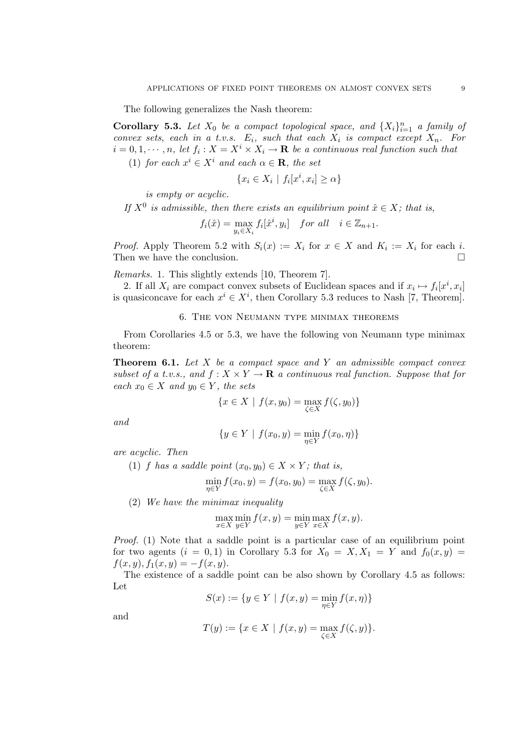The following generalizes the Nash theorem:

**Corollary 5.3.** *Let $X_0$ be a compact topological space, and $\{X_i\}_{i=1}^n$ a family of convex sets, each in a t.v.s. $E_i$, such that each $X_i$ is compact except $X_n$. For $i = 0, 1, \cdots, n$, let $f_i : X = X^i \times X_i \to \mathbf{R}$ be a continuous real function such that*

(1) *for each $x^i \in X^i$ and each $\alpha \in \mathbf{R}$, the set*

$$\{x_i \in X_i \mid f_i[x^i, x_i] \geq \alpha\}$$

*is empty or acyclic.*

*If $X^0$ is admissible, then there exists an equilibrium point $\hat{x} \in X$; that is,*

$$f_i(\hat{x}) = \max_{y_i \in X_i} f_i[\hat{x}^i, y_i] \quad \textit{for all} \quad i \in \mathbb{Z}_{n+1}.$$

*Proof.* Apply Theorem 5.2 with $S_i(x) := X_i$ for $x \in X$ and $K_i := X_i$ for each $i$. Then we have the conclusion. $\square$

*Remarks.* 1. This slightly extends [10, Theorem 7].

2. If all $X_i$ are compact convex subsets of Euclidean spaces and if $x_i \mapsto f_i[x^i, x_i]$ is quasiconcave for each $x^i \in X^i$, then Corollary 5.3 reduces to Nash [7, Theorem].

## 6. The von Neumann type minimax theorems

From Corollaries 4.5 or 5.3, we have the following von Neumann type minimax theorem:

**Theorem 6.1.** *Let $X$ be a compact space and $Y$ an admissible compact convex subset of a t.v.s., and $f : X \times Y \to \mathbf{R}$ a continuous real function. Suppose that for each $x_0 \in X$ and $y_0 \in Y$, the sets*

$$\{x \in X \mid f(x, y_0) = \max_{\zeta \in X} f(\zeta, y_0)\}$$

*and*

$$\{y \in Y \mid f(x_0, y) = \min_{\eta \in Y} f(x_0, \eta)\}$$

*are acyclic. Then*

(1) *$f$ has a saddle point $(x_0, y_0) \in X \times Y$; that is,*

$$\min_{\eta \in Y} f(x_0, y) = f(x_0, y_0) = \max_{\zeta \in X} f(\zeta, y_0).$$

(2) *We have the minimax inequality*

$$\max_{x \in X} \min_{y \in Y} f(x, y) = \min_{y \in Y} \max_{x \in X} f(x, y).$$

*Proof.* (1) Note that a saddle point is a particular case of an equilibrium point for two agents ($i = 0, 1$) in Corollary 5.3 for $X_0 = X, X_1 = Y$ and $f_0(x, y) = f(x, y), f_1(x, y) = -f(x, y)$.

The existence of a saddle point can be also shown by Corollary 4.5 as follows: Let

$$S(x) := \{y \in Y \mid f(x, y) = \min_{\eta \in Y} f(x, \eta)\}$$

and

$$T(y) := \{x \in X \mid f(x, y) = \max_{\zeta \in X} f(\zeta, y)\}.$$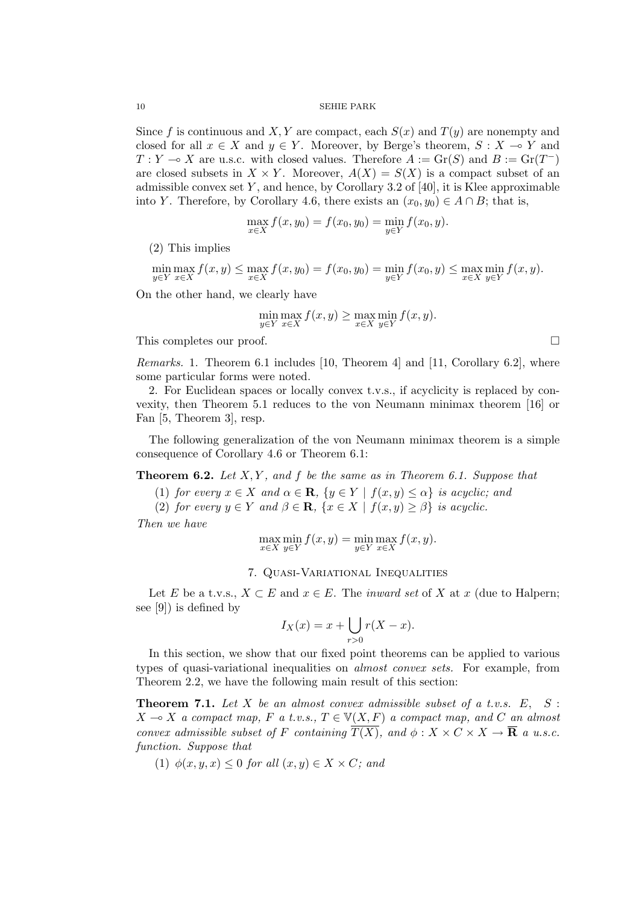Since $f$ is continuous and $X, Y$ are compact, each $S(x)$ and $T(y)$ are nonempty and closed for all $x \in X$ and $y \in Y$. Moreover, by Berge's theorem, $S : X \multimap Y$ and $T : Y \multimap X$ are u.s.c. with closed values. Therefore $A := \mathrm{Gr}(S)$ and $B := \mathrm{Gr}(T^-)$ are closed subsets in $X \times Y$. Moreover, $A(X) = S(X)$ is a compact subset of an admissible convex set $Y$, and hence, by Corollary 3.2 of [40], it is Klee approximable into $Y$. Therefore, by Corollary 4.6, there exists an $(x_0, y_0) \in A \cap B$; that is,

$$\max_{x \in X} f(x, y_0) = f(x_0, y_0) = \min_{y \in Y} f(x_0, y).$$

(2) This implies

$$\min_{y \in Y} \max_{x \in X} f(x, y) \leq \max_{x \in X} f(x, y_0) = f(x_0, y_0) = \min_{y \in Y} f(x_0, y) \leq \max_{x \in X} \min_{y \in Y} f(x, y).$$

On the other hand, we clearly have

$$\min_{y \in Y} \max_{x \in X} f(x, y) \geq \max_{x \in X} \min_{y \in Y} f(x, y).$$

This completes our proof. □

*Remarks.* 1. Theorem 6.1 includes [10, Theorem 4] and [11, Corollary 6.2], where some particular forms were noted.

2. For Euclidean spaces or locally convex t.v.s., if acyclicity is replaced by convexity, then Theorem 5.1 reduces to the von Neumann minimax theorem [16] or Fan [5, Theorem 3], resp.

The following generalization of the von Neumann minimax theorem is a simple consequence of Corollary 4.6 or Theorem 6.1:

**Theorem 6.2.** *Let $X, Y$, and $f$ be the same as in Theorem 6.1. Suppose that*

(1) *for every $x \in X$ and $\alpha \in \mathbf{R}$, $\{y \in Y \mid f(x, y) \leq \alpha\}$ is acyclic; and*

(2) *for every $y \in Y$ and $\beta \in \mathbf{R}$, $\{x \in X \mid f(x, y) \geq \beta\}$ is acyclic.*

*Then we have*

$$\max_{x \in X} \min_{y \in Y} f(x, y) = \min_{y \in Y} \max_{x \in X} f(x, y).$$

## 7. Quasi-Variational Inequalities

Let $E$ be a t.v.s., $X \subset E$ and $x \in E$. The *inward set* of $X$ at $x$ (due to Halpern; see [9]) is defined by

$$I_X(x) = x + \bigcup_{r > 0} r(X - x).$$

In this section, we show that our fixed point theorems can be applied to various types of quasi-variational inequalities on *almost convex sets*. For example, from Theorem 2.2, we have the following main result of this section:

**Theorem 7.1.** *Let $X$ be an almost convex admissible subset of a t.v.s. $E$, $S : X \multimap X$ a compact map, $F$ a t.v.s., $T \in \mathbb{V}(X, F)$ a compact map, and $C$ an almost convex admissible subset of $F$ containing $\overline{T(X)}$, and $\phi : X \times C \times X \to \overline{\mathbf{R}}$ a u.s.c. function. Suppose that*

(1) *$\phi(x, y, x) \leq 0$ for all $(x, y) \in X \times C$; and*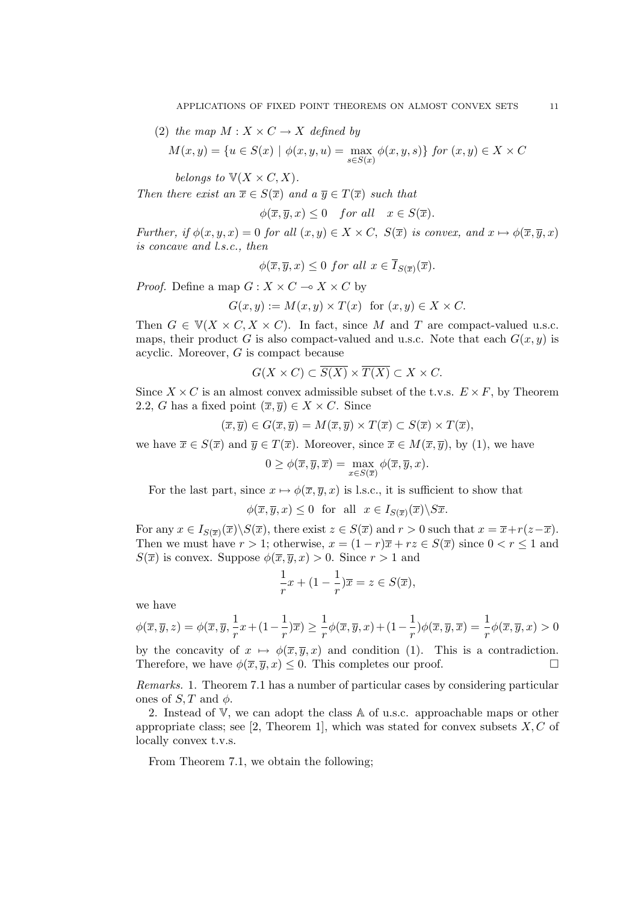(2) *the map* $M : X \times C \to X$ *defined by*

$$M(x,y) = \{u \in S(x) \mid \phi(x,y,u) = \max_{s \in S(x)} \phi(x,y,s)\} \text{ for } (x,y) \in X \times C$$

*belongs to* $\mathbb{V}(X \times C, X)$.

*Then there exist an* $\overline{x} \in S(\overline{x})$ *and a* $\overline{y} \in T(\overline{x})$ *such that*

$$\phi(\overline{x}, \overline{y}, x) \leq 0 \quad \text{for all} \quad x \in S(\overline{x}).$$

*Further, if* $\phi(x,y,x) = 0$ *for all* $(x,y) \in X \times C$, $S(\overline{x})$ *is convex, and* $x \mapsto \phi(\overline{x}, \overline{y}, x)$ *is concave and l.s.c., then*

$$\phi(\overline{x}, \overline{y}, x) \leq 0 \text{ for all } x \in \overline{I}_{S(\overline{x})}(\overline{x}).$$

*Proof.* Define a map $G : X \times C \multimap X \times C$ by

$$G(x,y) := M(x,y) \times T(x) \ \text{ for } (x,y) \in X \times C.$$

Then $G \in \mathbb{V}(X \times C, X \times C)$. In fact, since $M$ and $T$ are compact-valued u.s.c. maps, their product $G$ is also compact-valued and u.s.c. Note that each $G(x,y)$ is acyclic. Moreover, $G$ is compact because

$$G(X \times C) \subset \overline{S(X)} \times \overline{T(X)} \subset X \times C.$$

Since $X \times C$ is an almost convex admissible subset of the t.v.s. $E \times F$, by Theorem 2.2, $G$ has a fixed point $(\overline{x}, \overline{y}) \in X \times C$. Since

$$(\overline{x}, \overline{y}) \in G(\overline{x}, \overline{y}) = M(\overline{x}, \overline{y}) \times T(\overline{x}) \subset S(\overline{x}) \times T(\overline{x}),$$

we have $\overline{x} \in S(\overline{x})$ and $\overline{y} \in T(\overline{x})$. Moreover, since $\overline{x} \in M(\overline{x}, \overline{y})$, by (1), we have

$$0 \geq \phi(\overline{x}, \overline{y}, \overline{x}) = \max_{x \in S(\overline{x})} \phi(\overline{x}, \overline{y}, x).$$

For the last part, since $x \mapsto \phi(\overline{x}, \overline{y}, x)$ is l.s.c., it is sufficient to show that

$$\phi(\overline{x}, \overline{y}, x) \leq 0 \ \text{ for all } \ x \in I_{S(\overline{x})}(\overline{x}) \backslash S\overline{x}.$$

For any $x \in I_{S(\overline{x})}(\overline{x}) \backslash S(\overline{x})$, there exist $z \in S(\overline{x})$ and $r > 0$ such that $x = \overline{x} + r(z - \overline{x})$. Then we must have $r > 1$; otherwise, $x = (1-r)\overline{x} + rz \in S(\overline{x})$ since $0 < r \leq 1$ and $S(\overline{x})$ is convex. Suppose $\phi(\overline{x}, \overline{y}, x) > 0$. Since $r > 1$ and

$$\frac{1}{r}x + (1 - \frac{1}{r})\overline{x} = z \in S(\overline{x}),$$

we have

$$\phi(\overline{x}, \overline{y}, z) = \phi(\overline{x}, \overline{y}, \frac{1}{r}x + (1-\frac{1}{r})\overline{x}) \geq \frac{1}{r}\phi(\overline{x}, \overline{y}, x) + (1-\frac{1}{r})\phi(\overline{x}, \overline{y}, \overline{x}) = \frac{1}{r}\phi(\overline{x}, \overline{y}, x) > 0$$

by the concavity of $x \mapsto \phi(\overline{x}, \overline{y}, x)$ and condition (1). This is a contradiction. Therefore, we have $\phi(\overline{x}, \overline{y}, x) \leq 0$. This completes our proof. $\square$

*Remarks.* 1. Theorem 7.1 has a number of particular cases by considering particular ones of $S, T$ and $\phi$.

2. Instead of $\mathbb{V}$, we can adopt the class $\mathbb{A}$ of u.s.c. approachable maps or other appropriate class; see [2, Theorem 1], which was stated for convex subsets $X, C$ of locally convex t.v.s.

From Theorem 7.1, we obtain the following;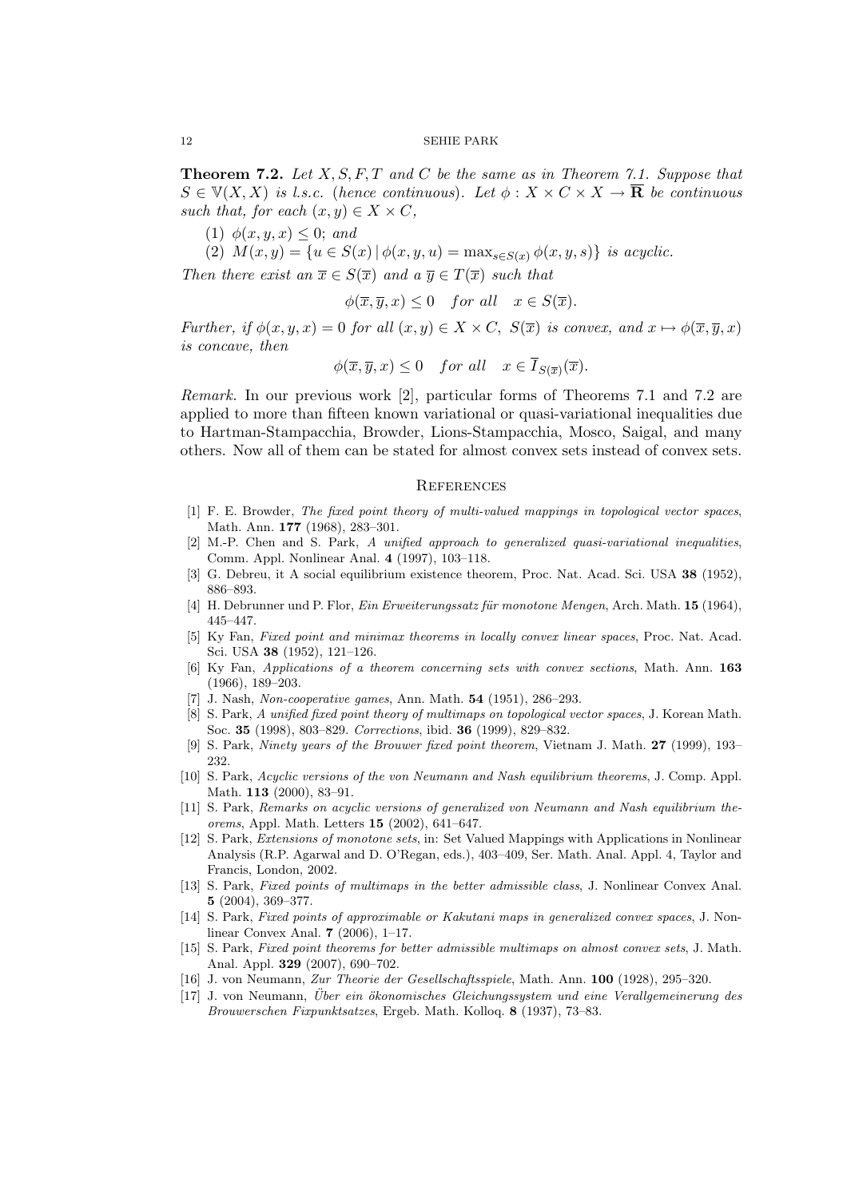**Theorem 7.2.** *Let $X, S, F, T$ and $C$ be the same as in Theorem 7.1. Suppose that $S \in \mathbb{V}(X, X)$ is l.s.c. (hence continuous). Let $\phi : X \times C \times X \to \overline{\mathbf{R}}$ be continuous such that, for each $(x, y) \in X \times C$,*

(1) $\phi(x, y, x) \leq 0$; *and*

(2) $M(x, y) = \{u \in S(x) \,|\, \phi(x, y, u) = \max_{s \in S(x)} \phi(x, y, s)\}$ *is acyclic.*

*Then there exist an $\overline{x} \in S(\overline{x})$ and a $\overline{y} \in T(\overline{x})$ such that*

$$\phi(\overline{x}, \overline{y}, x) \leq 0 \quad \text{for all} \quad x \in S(\overline{x}).$$

*Further, if $\phi(x, y, x) = 0$ for all $(x, y) \in X \times C$, $S(\overline{x})$ is convex, and $x \mapsto \phi(\overline{x}, \overline{y}, x)$ is concave, then*

$$\phi(\overline{x}, \overline{y}, x) \leq 0 \quad \text{for all} \quad x \in \overline{I}_{S(\overline{x})}(\overline{x}).$$

*Remark.* In our previous work [2], particular forms of Theorems 7.1 and 7.2 are applied to more than fifteen known variational or quasi-variational inequalities due to Hartman-Stampacchia, Browder, Lions-Stampacchia, Mosco, Saigal, and many others. Now all of them can be stated for almost convex sets instead of convex sets.

## References

[1] F. E. Browder, *The fixed point theory of multi-valued mappings in topological vector spaces*, Math. Ann. **177** (1968), 283–301.

[2] M.-P. Chen and S. Park, *A unified approach to generalized quasi-variational inequalities*, Comm. Appl. Nonlinear Anal. **4** (1997), 103–118.

[3] G. Debreu, it A social equilibrium existence theorem, Proc. Nat. Acad. Sci. USA **38** (1952), 886–893.

[4] H. Debrunner und P. Flor, *Ein Erweiterungssatz für monotone Mengen*, Arch. Math. **15** (1964), 445–447.

[5] Ky Fan, *Fixed point and minimax theorems in locally convex linear spaces*, Proc. Nat. Acad. Sci. USA **38** (1952), 121–126.

[6] Ky Fan, *Applications of a theorem concerning sets with convex sections*, Math. Ann. **163** (1966), 189–203.

[7] J. Nash, *Non-cooperative games*, Ann. Math. **54** (1951), 286–293.

[8] S. Park, *A unified fixed point theory of multimaps on topological vector spaces*, J. Korean Math. Soc. **35** (1998), 803–829. *Corrections*, ibid. **36** (1999), 829–832.

[9] S. Park, *Ninety years of the Brouwer fixed point theorem*, Vietnam J. Math. **27** (1999), 193–232.

[10] S. Park, *Acyclic versions of the von Neumann and Nash equilibrium theorems*, J. Comp. Appl. Math. **113** (2000), 83–91.

[11] S. Park, *Remarks on acyclic versions of generalized von Neumann and Nash equilibrium theorems*, Appl. Math. Letters **15** (2002), 641–647.

[12] S. Park, *Extensions of monotone sets*, in: Set Valued Mappings with Applications in Nonlinear Analysis (R.P. Agarwal and D. O'Regan, eds.), 403–409, Ser. Math. Anal. Appl. 4, Taylor and Francis, London, 2002.

[13] S. Park, *Fixed points of multimaps in the better admissible class*, J. Nonlinear Convex Anal. **5** (2004), 369–377.

[14] S. Park, *Fixed points of approximable or Kakutani maps in generalized convex spaces*, J. Nonlinear Convex Anal. **7** (2006), 1–17.

[15] S. Park, *Fixed point theorems for better admissible multimaps on almost convex sets*, J. Math. Anal. Appl. **329** (2007), 690–702.

[16] J. von Neumann, *Zur Theorie der Gesellschaftsspiele*, Math. Ann. **100** (1928), 295–320.

[17] J. von Neumann, *Über ein ökonomisches Gleichungssystem und eine Verallgemeinerung des Brouwerschen Fixpunktsatzes*, Ergeb. Math. Kolloq. **8** (1937), 73–83.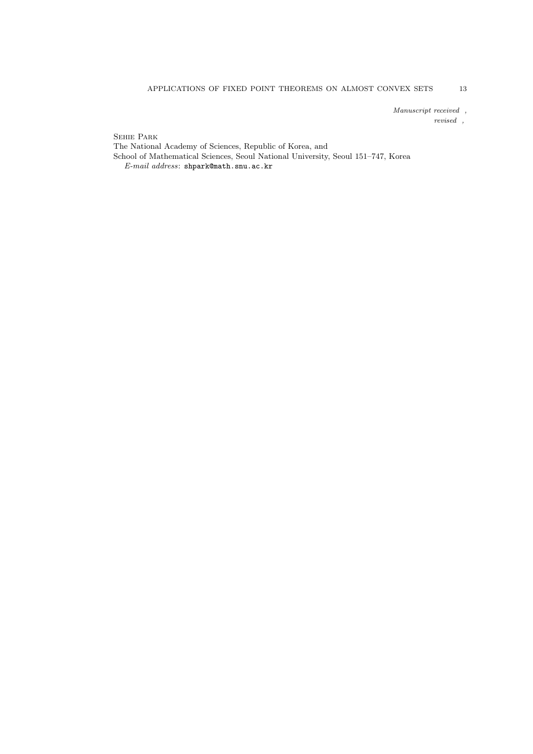*Manuscript received* ,
*revised* ,

Sehie Park
The National Academy of Sciences, Republic of Korea, and
School of Mathematical Sciences, Seoul National University, Seoul 151–747, Korea
*E-mail address*: `shpark@math.snu.ac.kr`